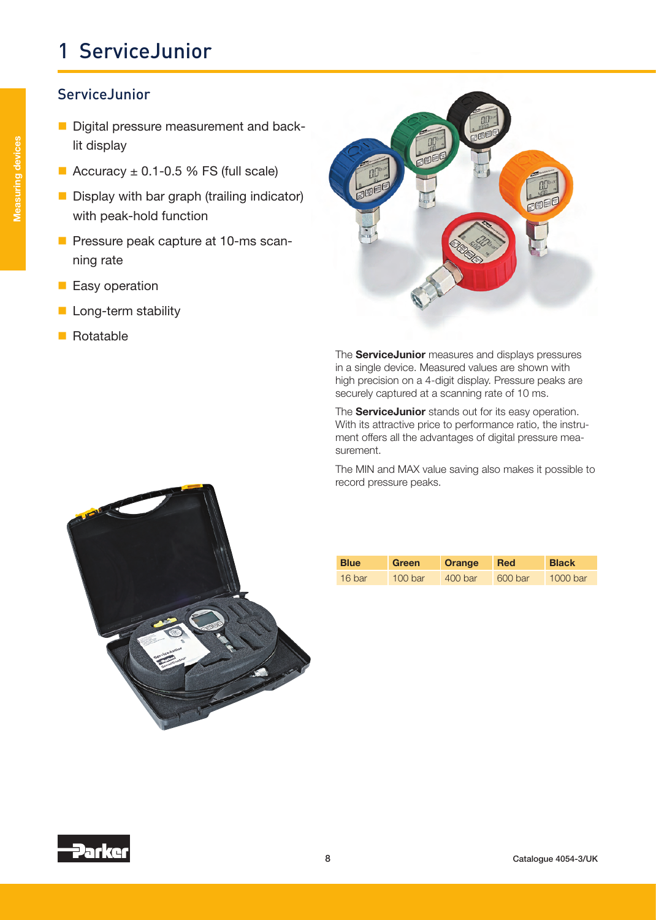# 1 ServiceJunior

## ServiceJunior

- Digital pressure measurement and back-lit display
- Accuracy ± 0.1-0.5 % FS (full scale)
- Display with bar graph (trailing indicator) with peak-hold function
- Pressure peak capture at 10-ms scanning rate
- Easy operation
- Long-term stability
- Rotatable

The **ServiceJunior** measures and displays pressures in a single device. Measured values are shown with high precision on a 4-digit display. Pressure peaks are securely captured at a scanning rate of 10 ms.

The **ServiceJunior** stands out for its easy operation. With its attractive price to performance ratio, the instrument offers all the advantages of digital pressure measurement.

The MIN and MAX value saving also makes it possible to record pressure peaks.

| Blue | Green | Orange | Red | Black |
|---|---|---|---|---|
| 16 bar | 100 bar | 400 bar | 600 bar | 1000 bar |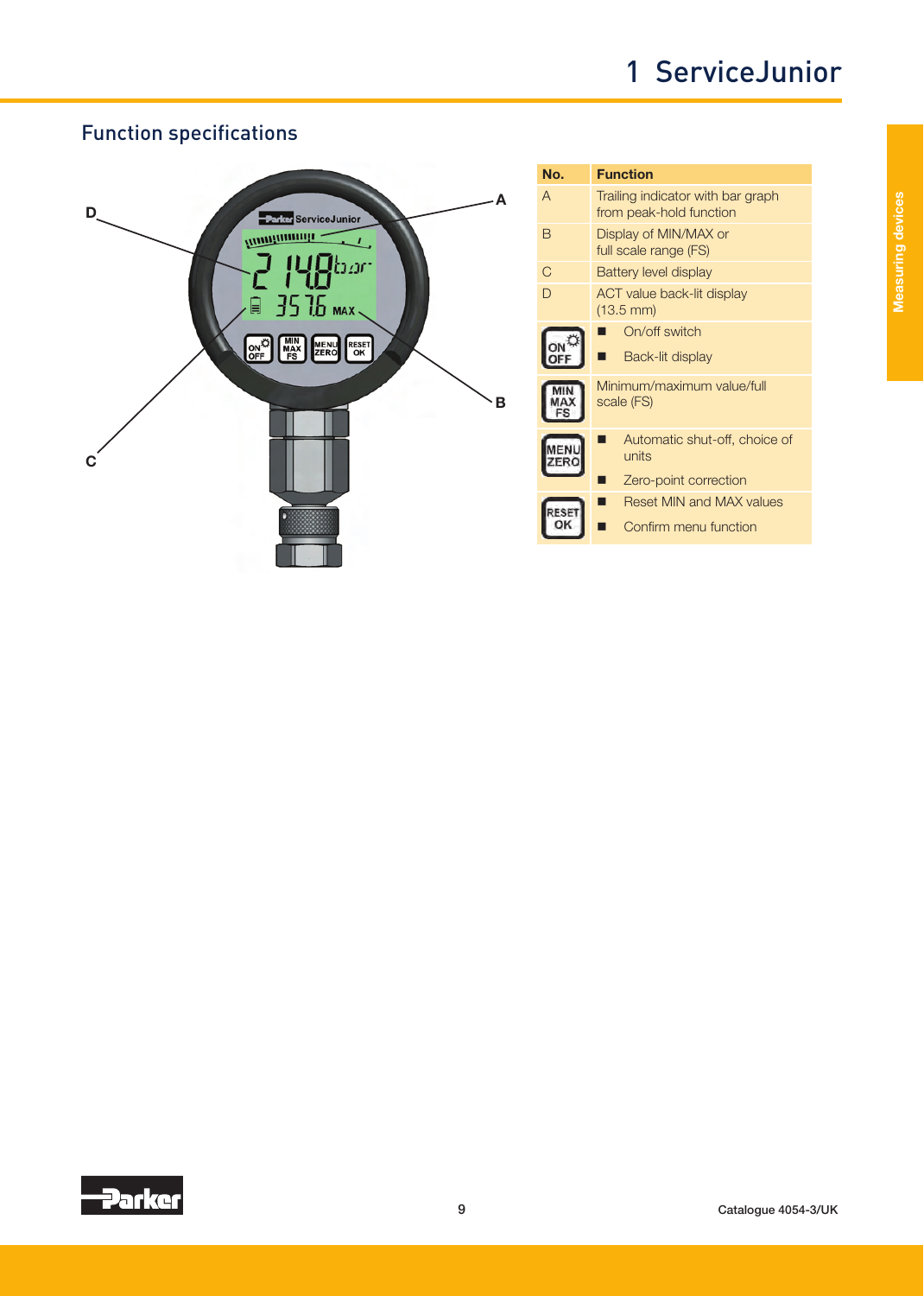## Function specifications

| No. | Function |
|---|---|
| A | Trailing indicator with bar graph from peak-hold function |
| B | Display of MIN/MAX or full scale range (FS) |
| C | Battery level display |
| D | ACT value back-lit display (13.5 mm) |
| ON OFF | ■ On/off switch<br>■ Back-lit display |
| MIN MAX FS | Minimum/maximum value/full scale (FS) |
| MENU ZERO | ■ Automatic shut-off, choice of units<br>■ Zero-point correction |
| RESET OK | ■ Reset MIN and MAX values<br>■ Confirm menu function |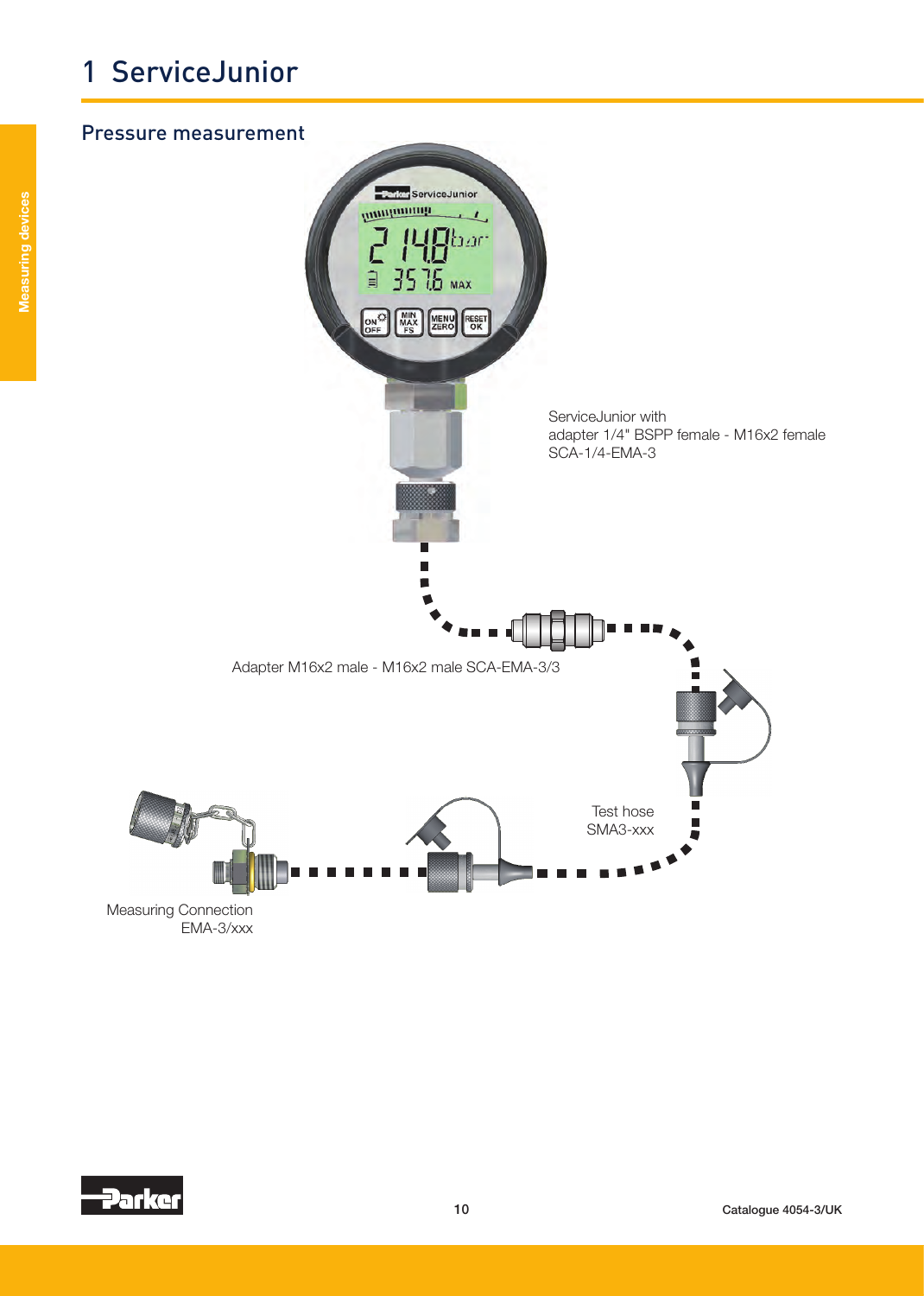# 1 ServiceJunior

## Pressure measurement

ServiceJunior with
adapter 1/4" BSPP female - M16x2 female
SCA-1/4-EMA-3

Adapter M16x2 male - M16x2 male SCA-EMA-3/3

Test hose
SMA3-xxx

Measuring Connection
EMA-3/xxx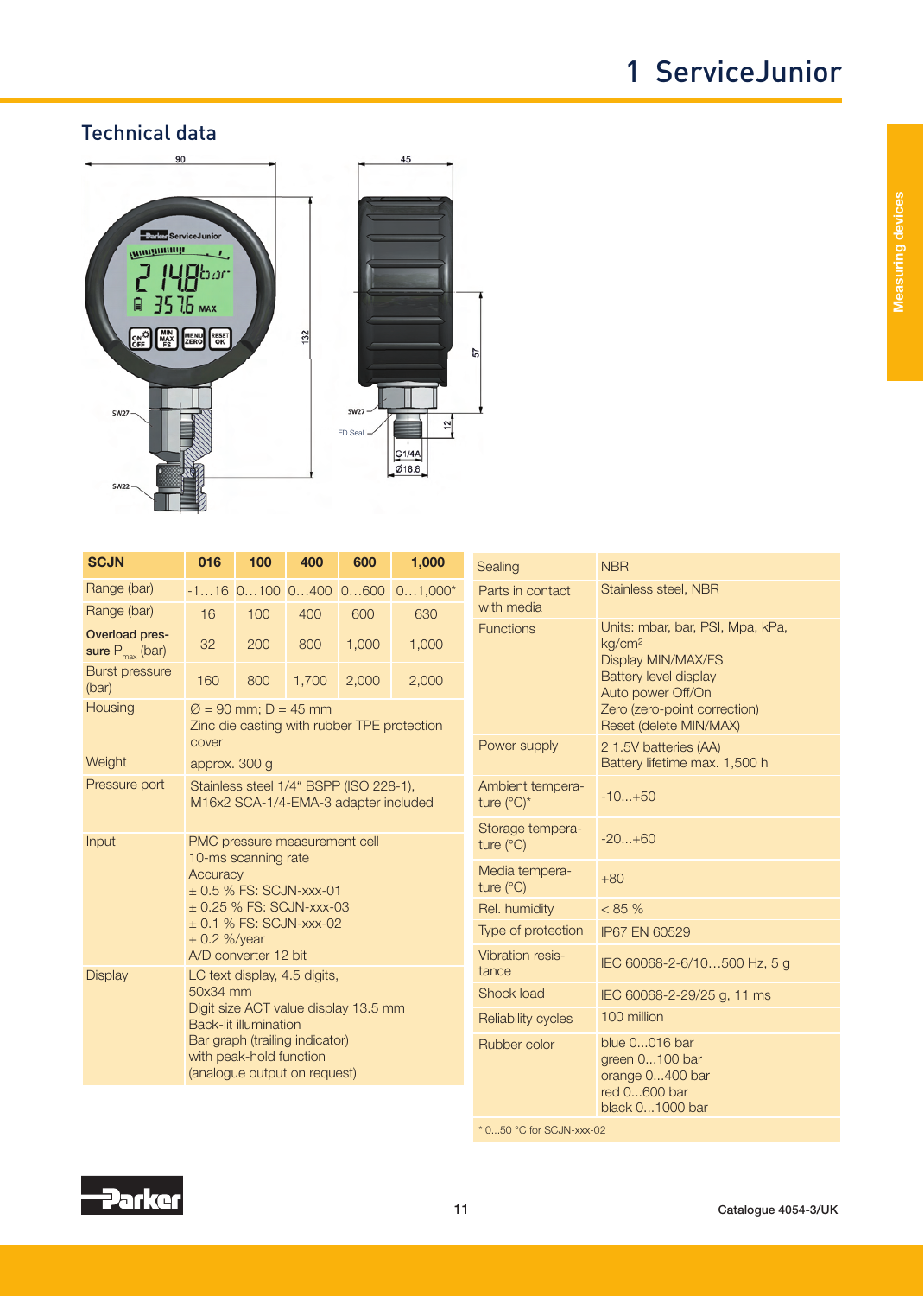# 1 ServiceJunior

## Technical data

| SCJN | 016 | 100 | 400 | 600 | 1,000 |
|---|---|---|---|---|---|
| Range (bar) | -1…16 | 0…100 | 0…400 | 0…600 | 0…1,000* |
| Range (bar) | 16 | 100 | 400 | 600 | 630 |
| **Overload pressure** $P_{max}$ (bar) | 32 | 200 | 800 | 1,000 | 1,000 |
| Burst pressure (bar) | 160 | 800 | 1,700 | 2,000 | 2,000 |
| Housing | Ø = 90 mm; D = 45 mm<br>Zinc die casting with rubber TPE protection cover | | | | |
| Weight | approx. 300 g | | | | |
| Pressure port | Stainless steel 1/4" BSPP (ISO 228-1),<br>M16x2 SCA-1/4-EMA-3 adapter included | | | | |
| Input | PMC pressure measurement cell<br>10-ms scanning rate<br>Accuracy<br>± 0.5 % FS: SCJN-xxx-01<br>± 0.25 % FS: SCJN-xxx-03<br>± 0.1 % FS: SCJN-xxx-02<br>+ 0.2 %/year<br>A/D converter 12 bit | | | | |
| Display | LC text display, 4.5 digits,<br>50x34 mm<br>Digit size ACT value display 13.5 mm<br>Back-lit illumination<br>Bar graph (trailing indicator)<br>with peak-hold function<br>(analogue output on request) | | | | |

| | |
|---|---|
| Sealing | NBR |
| Parts in contact with media | Stainless steel, NBR |
| Functions | Units: mbar, bar, PSI, Mpa, kPa, kg/cm²<br>Display MIN/MAX/FS<br>Battery level display<br>Auto power Off/On<br>Zero (zero-point correction)<br>Reset (delete MIN/MAX) |
| Power supply | 2 1.5V batteries (AA)<br>Battery lifetime max. 1,500 h |
| Ambient temperature (°C)* | -10...+50 |
| Storage temperature (°C) | -20...+60 |
| Media temperature (°C) | +80 |
| Rel. humidity | < 85 % |
| Type of protection | IP67 EN 60529 |
| Vibration resistance | IEC 60068-2-6/10…500 Hz, 5 g |
| Shock load | IEC 60068-2-29/25 g, 11 ms |
| Reliability cycles | 100 million |
| Rubber color | blue 0...016 bar<br>green 0...100 bar<br>orange 0...400 bar<br>red 0...600 bar<br>black 0...1000 bar |

* 0...50 °C for SCJN-xxx-02

Catalogue 4054-3/UK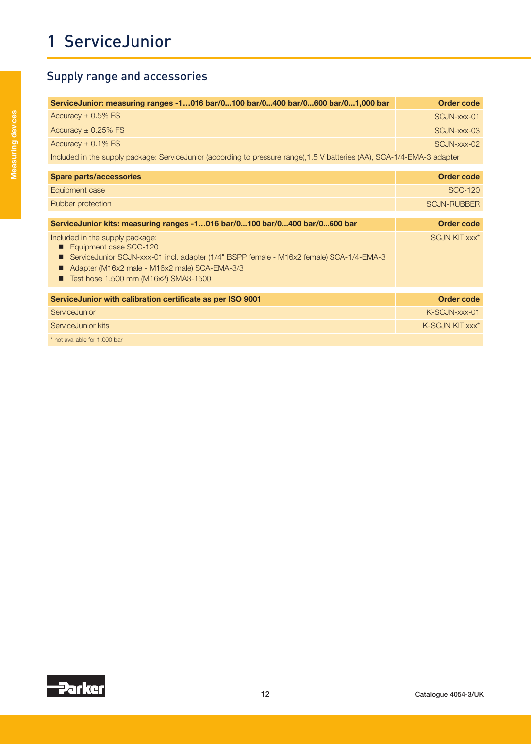# 1 ServiceJunior

## Supply range and accessories

| ServiceJunior: measuring ranges -1…016 bar/0...100 bar/0...400 bar/0...600 bar/0...1,000 bar | Order code |
|---|---|
| Accuracy ± 0.5% FS | SCJN-xxx-01 |
| Accuracy ± 0.25% FS | SCJN-xxx-03 |
| Accuracy ± 0.1% FS | SCJN-xxx-02 |
| Included in the supply package: ServiceJunior (according to pressure range),1.5 V batteries (AA), SCA-1/4-EMA-3 adapter | |

| Spare parts/accessories | Order code |
|---|---|
| Equipment case | SCC-120 |
| Rubber protection | SCJN-RUBBER |

| ServiceJunior kits: measuring ranges -1…016 bar/0...100 bar/0...400 bar/0...600 bar | Order code |
|---|---|
| Included in the supply package:<br>■ Equipment case SCC-120<br>■ ServiceJunior SCJN-xxx-01 incl. adapter (1/4" BSPP female - M16x2 female) SCA-1/4-EMA-3<br>■ Adapter (M16x2 male - M16x2 male) SCA-EMA-3/3<br>■ Test hose 1,500 mm (M16x2) SMA3-1500 | SCJN KIT xxx* |

| ServiceJunior with calibration certificate as per ISO 9001 | Order code |
|---|---|
| ServiceJunior | K-SCJN-xxx-01 |
| ServiceJunior kits | K-SCJN KIT xxx* |

\* not available for 1,000 bar

Catalogue 4054-3/UK